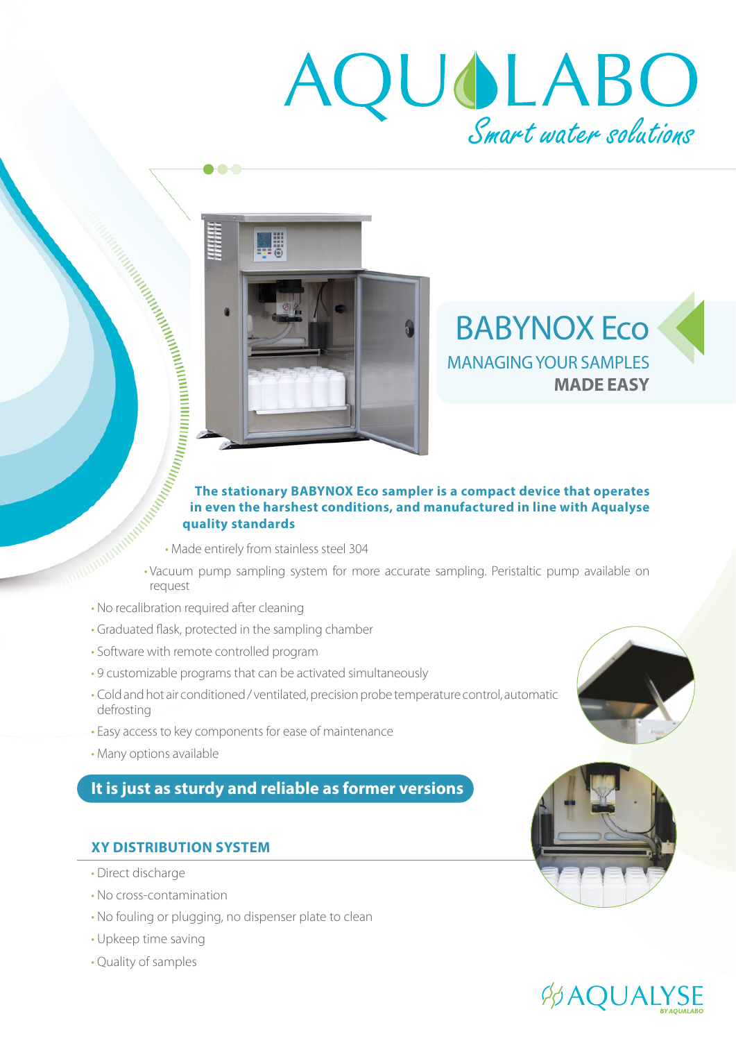# AQUALABO

*Smart water solutions*

# BABYNOX Eco

## MANAGING YOUR SAMPLES **MADE EASY**

**The stationary BABYNOX Eco sampler is a compact device that operates in even the harshest conditions, and manufactured in line with Aqualyse quality standards**

- Made entirely from stainless steel 304
- Vacuum pump sampling system for more accurate sampling. Peristaltic pump available on request
- No recalibration required after cleaning
- Graduated flask, protected in the sampling chamber
- Software with remote controlled program
- 9 customizable programs that can be activated simultaneously
- Cold and hot air conditioned / ventilated, precision probe temperature control, automatic defrosting
- Easy access to key components for ease of maintenance
- Many options available

**It is just as sturdy and reliable as former versions**

## XY DISTRIBUTION SYSTEM

- Direct discharge
- No cross-contamination
- No fouling or plugging, no dispenser plate to clean
- Upkeep time saving
- Quality of samples

AQUALYSE BY AQUALABO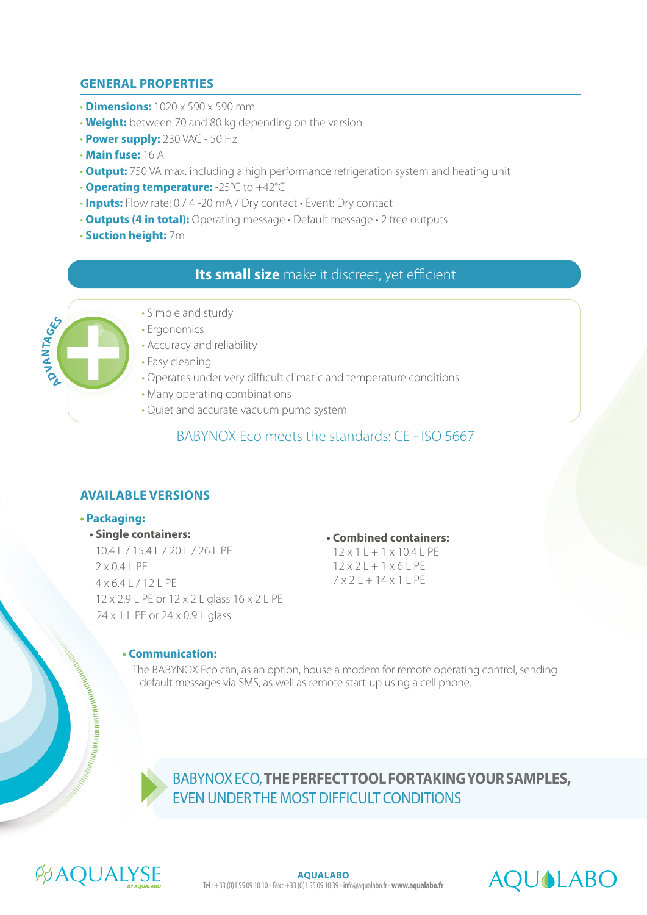## GENERAL PROPERTIES

- **Dimensions:** 1020 x 590 x 590 mm
- **Weight:** between 70 and 80 kg depending on the version
- **Power supply:** 230 VAC - 50 Hz
- **Main fuse:** 16 A
- **Output:** 750 VA max. including a high performance refrigeration system and heating unit
- **Operating temperature:** -25°C to +42°C
- **Inputs:** Flow rate: 0 / 4 -20 mA / Dry contact • Event: Dry contact
- **Outputs (4 in total):** Operating message • Default message • 2 free outputs
- **Suction height:** 7m

**Its small size** make it discreet, yet efficient

ADVANTAGES

- Simple and sturdy
- Ergonomics
- Accuracy and reliability
- Easy cleaning
- Operates under very difficult climatic and temperature conditions
- Many operating combinations
- Quiet and accurate vacuum pump system

BABYNOX Eco meets the standards: CE - ISO 5667

## AVAILABLE VERSIONS

- **Packaging:**
  - **Single containers:**
    10.4 L / 15.4 L / 20 L / 26 L PE
    2 x 0.4 L PE
    4 x 6.4 L / 12 L PE
    12 x 2.9 L PE or 12 x 2 L glass 16 x 2 L PE
    24 x 1 L PE or 24 x 0.9 L glass
  - **Combined containers:**
    12 x 1 L + 1 x 10.4 L PE
    12 x 2 L + 1 x 6 L PE
    7 x 2 L + 14 x 1 L PE

- **Communication:**
  The BABYNOX Eco can, as an option, house a modem for remote operating control, sending default messages via SMS, as well as remote start-up using a cell phone.

BABYNOX ECO, **THE PERFECT TOOL FOR TAKING YOUR SAMPLES,** EVEN UNDER THE MOST DIFFICULT CONDITIONS

AQUALYSE BY AQUALABO

**AQUALABO**
Tel : +33 (0)1 55 09 10 10 - Fax : +33 (0)1 55 09 10 39 - info@aqualabo.fr - **www.aqualabo.fr**

AQUALABO